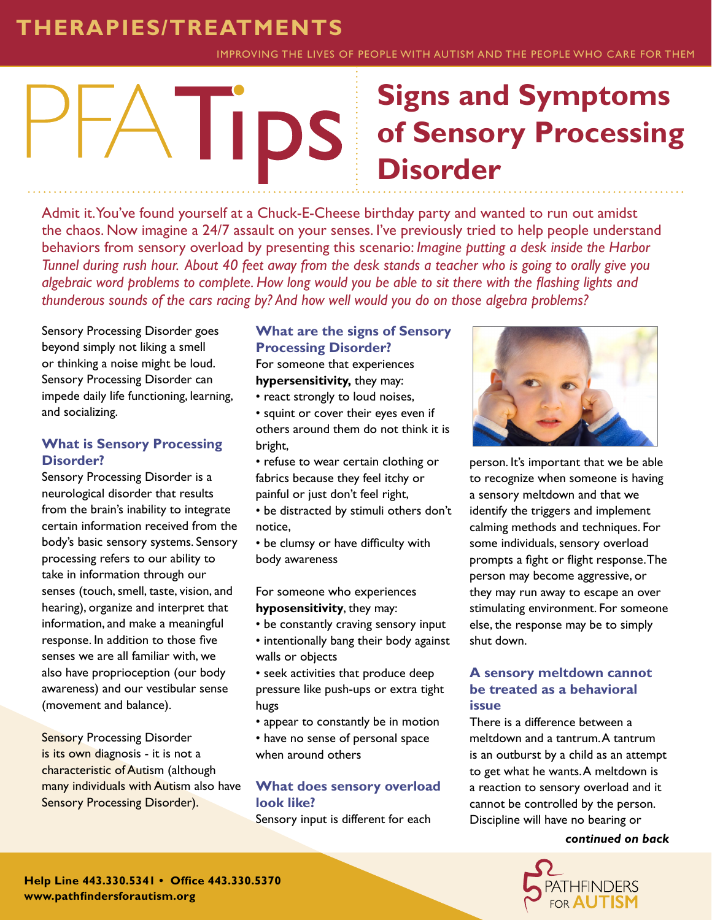THERAPIES/TREATMENTS

IMPROVING THE LIVES OF PEOPLE WITH AUTISM AND THE PEOPLE WHO CARE FOR THEM

# PFATips: Signs and Symptoms of Sensory Processing Disorder

Admit it. You've found yourself at a Chuck-E-Cheese birthday party and wanted to run out amidst the chaos. Now imagine a 24/7 assault on your senses. I've previously tried to help people understand behaviors from sensory overload by presenting this scenario: *Imagine putting a desk inside the Harbor Tunnel during rush hour. About 40 feet away from the desk stands a teacher who is going to orally give you algebraic word problems to complete. How long would you be able to sit there with the flashing lights and thunderous sounds of the cars racing by? And how well would you do on those algebra problems?*

Sensory Processing Disorder goes beyond simply not liking a smell or thinking a noise might be loud. Sensory Processing Disorder can impede daily life functioning, learning, and socializing.

## What is Sensory Processing Disorder?

Sensory Processing Disorder is a neurological disorder that results from the brain's inability to integrate certain information received from the body's basic sensory systems. Sensory processing refers to our ability to take in information through our senses (touch, smell, taste, vision, and hearing), organize and interpret that information, and make a meaningful response. In addition to those five senses we are all familiar with, we also have proprioception (our body awareness) and our vestibular sense (movement and balance).

Sensory Processing Disorder is its own diagnosis - it is not a characteristic of Autism (although many individuals with Autism also have Sensory Processing Disorder).

## What are the signs of Sensory Processing Disorder?

For someone that experiences **hypersensitivity,** they may:

- react strongly to loud noises,
- squint or cover their eyes even if others around them do not think it is bright,
- refuse to wear certain clothing or fabrics because they feel itchy or painful or just don't feel right,
- be distracted by stimuli others don't notice,
- be clumsy or have difficulty with body awareness

For someone who experiences **hyposensitivity**, they may:

- be constantly craving sensory input
- intentionally bang their body against walls or objects
- seek activities that produce deep pressure like push-ups or extra tight hugs
- appear to constantly be in motion
- have no sense of personal space when around others

## What does sensory overload look like?

Sensory input is different for each person. It's important that we be able to recognize when someone is having a sensory meltdown and that we identify the triggers and implement calming methods and techniques. For some individuals, sensory overload prompts a fight or flight response. The person may become aggressive, or they may run away to escape an over stimulating environment. For someone else, the response may be to simply shut down.

## A sensory meltdown cannot be treated as a behavioral issue

There is a difference between a meltdown and a tantrum. A tantrum is an outburst by a child as an attempt to get what he wants. A meltdown is a reaction to sensory overload and it cannot be controlled by the person. Discipline will have no bearing or

***continued on back***

**Help Line 443.330.5341 • Office 443.330.5370**
**www.pathfindersforautism.org**

PATHFINDERS FOR AUTISM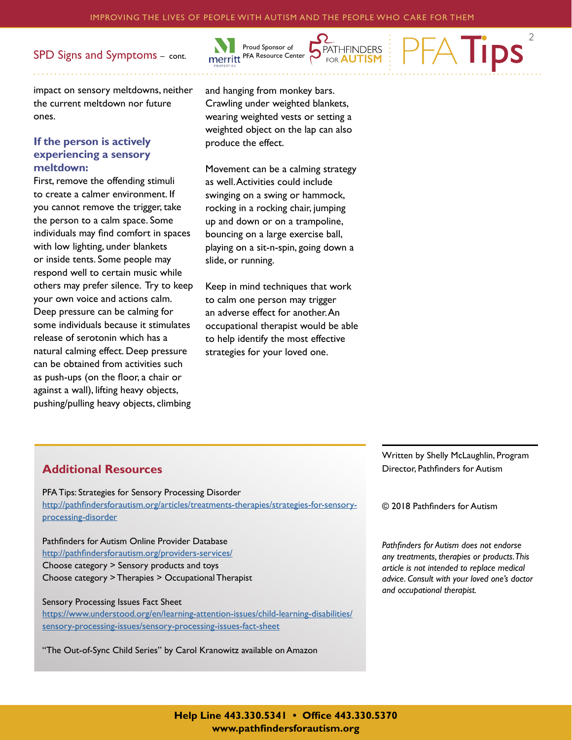impact on sensory meltdowns, neither the current meltdown nor future ones.

### If the person is actively experiencing a sensory meltdown:

First, remove the offending stimuli to create a calmer environment. If you cannot remove the trigger, take the person to a calm space. Some individuals may find comfort in spaces with low lighting, under blankets or inside tents. Some people may respond well to certain music while others may prefer silence. Try to keep your own voice and actions calm. Deep pressure can be calming for some individuals because it stimulates release of serotonin which has a natural calming effect. Deep pressure can be obtained from activities such as push-ups (on the floor, a chair or against a wall), lifting heavy objects, pushing/pulling heavy objects, climbing and hanging from monkey bars. Crawling under weighted blankets, wearing weighted vests or setting a weighted object on the lap can also produce the effect.

Movement can be a calming strategy as well. Activities could include swinging on a swing or hammock, rocking in a rocking chair, jumping up and down or on a trampoline, bouncing on a large exercise ball, playing on a sit-n-spin, going down a slide, or running.

Keep in mind techniques that work to calm one person may trigger an adverse effect for another. An occupational therapist would be able to help identify the most effective strategies for your loved one.

## Additional Resources

PFA Tips: Strategies for Sensory Processing Disorder
http://pathfindersforautism.org/articles/treatments-therapies/strategies-for-sensory-processing-disorder

Pathfinders for Autism Online Provider Database
http://pathfindersforautism.org/providers-services/
Choose category > Sensory products and toys
Choose category > Therapies > Occupational Therapist

Sensory Processing Issues Fact Sheet
https://www.understood.org/en/learning-attention-issues/child-learning-disabilities/sensory-processing-issues/sensory-processing-issues-fact-sheet

"The Out-of-Sync Child Series" by Carol Kranowitz available on Amazon

Written by Shelly McLaughlin, Program Director, Pathfinders for Autism

© 2018 Pathfinders for Autism

*Pathfinders for Autism does not endorse any treatments, therapies or products. This article is not intended to replace medical advice. Consult with your loved one's doctor and occupational therapist.*

**Help Line 443.330.5341 • Office 443.330.5370**
**www.pathfindersforautism.org**